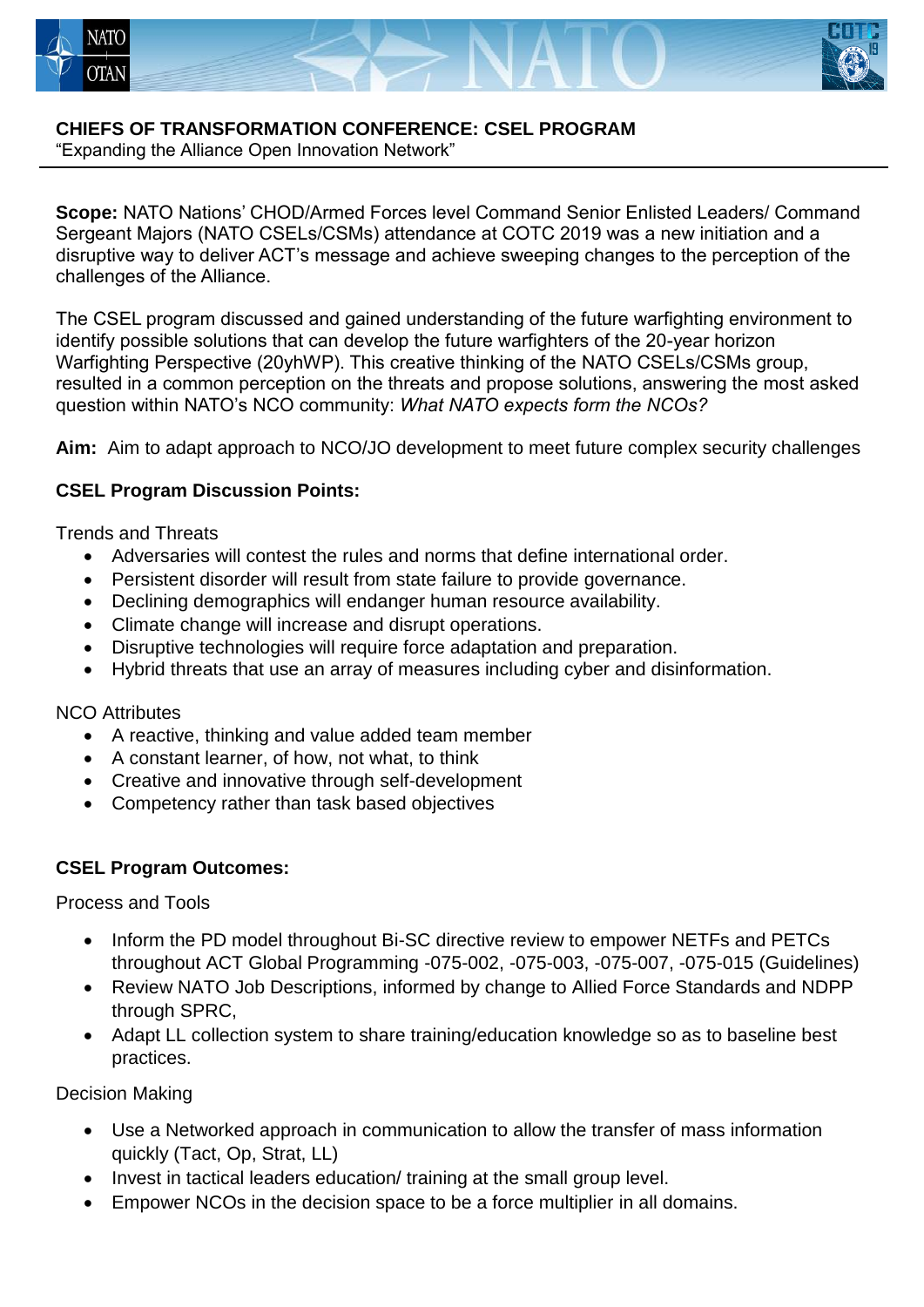# CHIEFS OF TRANSFORMATION CONFERENCE: CSEL PROGRAM

"Expanding the Alliance Open Innovation Network"

**Scope:** NATO Nations' CHOD/Armed Forces level Command Senior Enlisted Leaders/ Command Sergeant Majors (NATO CSELs/CSMs) attendance at COTC 2019 was a new initiation and a disruptive way to deliver ACT's message and achieve sweeping changes to the perception of the challenges of the Alliance.

The CSEL program discussed and gained understanding of the future warfighting environment to identify possible solutions that can develop the future warfighters of the 20-year horizon Warfighting Perspective (20yhWP). This creative thinking of the NATO CSELs/CSMs group, resulted in a common perception on the threats and propose solutions, answering the most asked question within NATO's NCO community: *What NATO expects form the NCOs?*

**Aim:** Aim to adapt approach to NCO/JO development to meet future complex security challenges

**CSEL Program Discussion Points:**

Trends and Threats

- Adversaries will contest the rules and norms that define international order.
- Persistent disorder will result from state failure to provide governance.
- Declining demographics will endanger human resource availability.
- Climate change will increase and disrupt operations.
- Disruptive technologies will require force adaptation and preparation.
- Hybrid threats that use an array of measures including cyber and disinformation.

NCO Attributes

- A reactive, thinking and value added team member
- A constant learner, of how, not what, to think
- Creative and innovative through self-development
- Competency rather than task based objectives

**CSEL Program Outcomes:**

Process and Tools

- Inform the PD model throughout Bi-SC directive review to empower NETFs and PETCs throughout ACT Global Programming -075-002, -075-003, -075-007, -075-015 (Guidelines)
- Review NATO Job Descriptions, informed by change to Allied Force Standards and NDPP through SPRC,
- Adapt LL collection system to share training/education knowledge so as to baseline best practices.

Decision Making

- Use a Networked approach in communication to allow the transfer of mass information quickly (Tact, Op, Strat, LL)
- Invest in tactical leaders education/ training at the small group level.
- Empower NCOs in the decision space to be a force multiplier in all domains.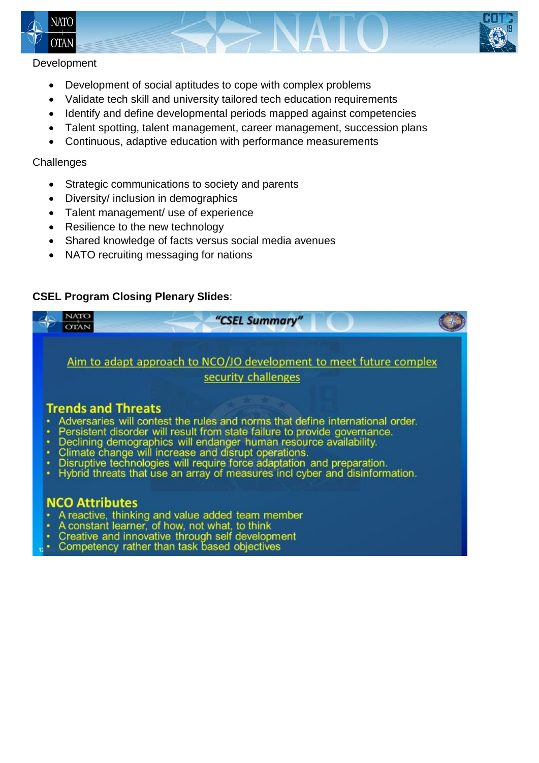Development

- Development of social aptitudes to cope with complex problems
- Validate tech skill and university tailored tech education requirements
- Identify and define developmental periods mapped against competencies
- Talent spotting, talent management, career management, succession plans
- Continuous, adaptive education with performance measurements

Challenges

- Strategic communications to society and parents
- Diversity/ inclusion in demographics
- Talent management/ use of experience
- Resilience to the new technology
- Shared knowledge of facts versus social media avenues
- NATO recruiting messaging for nations

**CSEL Program Closing Plenary Slides**:

***"CSEL Summary"***

Aim to adapt approach to NCO/JO development to meet future complex security challenges

**Trends and Threats**

- Adversaries will contest the rules and norms that define international order.
- Persistent disorder will result from state failure to provide governance.
- Declining demographics will endanger human resource availability.
- Climate change will increase and disrupt operations.
- Disruptive technologies will require force adaptation and preparation.
- Hybrid threats that use an array of measures incl cyber and disinformation.

**NCO Attributes**

- A reactive, thinking and value added team member
- A constant learner, of how, not what, to think
- Creative and innovative through self development
- Competency rather than task based objectives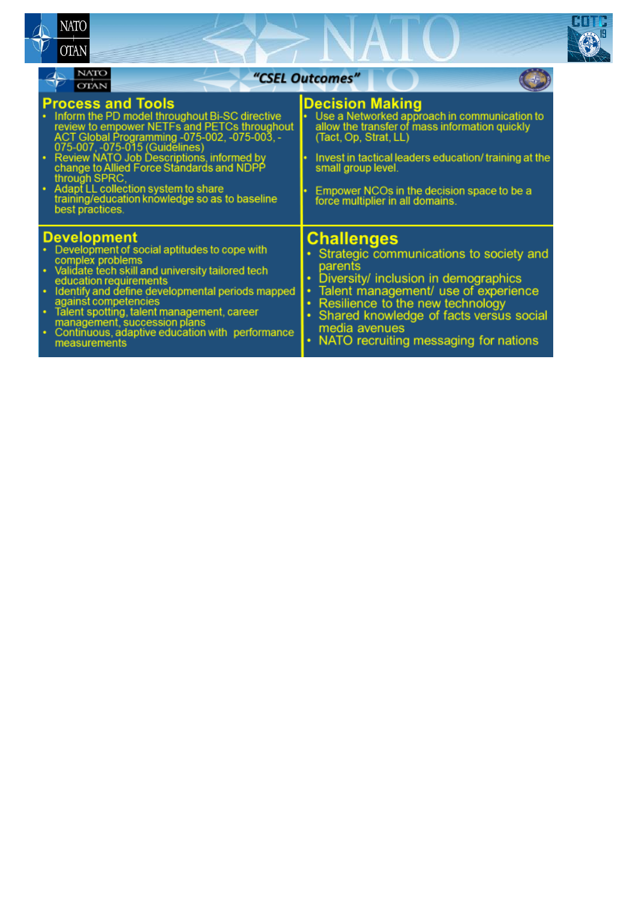## "CSEL Outcomes"

### Process and Tools

- Inform the PD model throughout Bi-SC directive review to empower NETFs and PETCs throughout ACT Global Programming -075-002, -075-003, -075-007, -075-015 (Guidelines)
- Review NATO Job Descriptions, informed by change to Allied Force Standards and NDPP through SPRC,
- Adapt LL collection system to share training/education knowledge so as to baseline best practices.

### Decision Making

- Use a Networked approach in communication to allow the transfer of mass information quickly (Tact, Op, Strat, LL)
- Invest in tactical leaders education/ training at the small group level.
- Empower NCOs in the decision space to be a force multiplier in all domains.

### Development

- Development of social aptitudes to cope with complex problems
- Validate tech skill and university tailored tech education requirements
- Identify and define developmental periods mapped against competencies
- Talent spotting, talent management, career management, succession plans
- Continuous, adaptive education with performance measurements

### Challenges

- Strategic communications to society and parents
- Diversity/ inclusion in demographics
- Talent management/ use of experience
- Resilience to the new technology
- Shared knowledge of facts versus social media avenues
- NATO recruiting messaging for nations